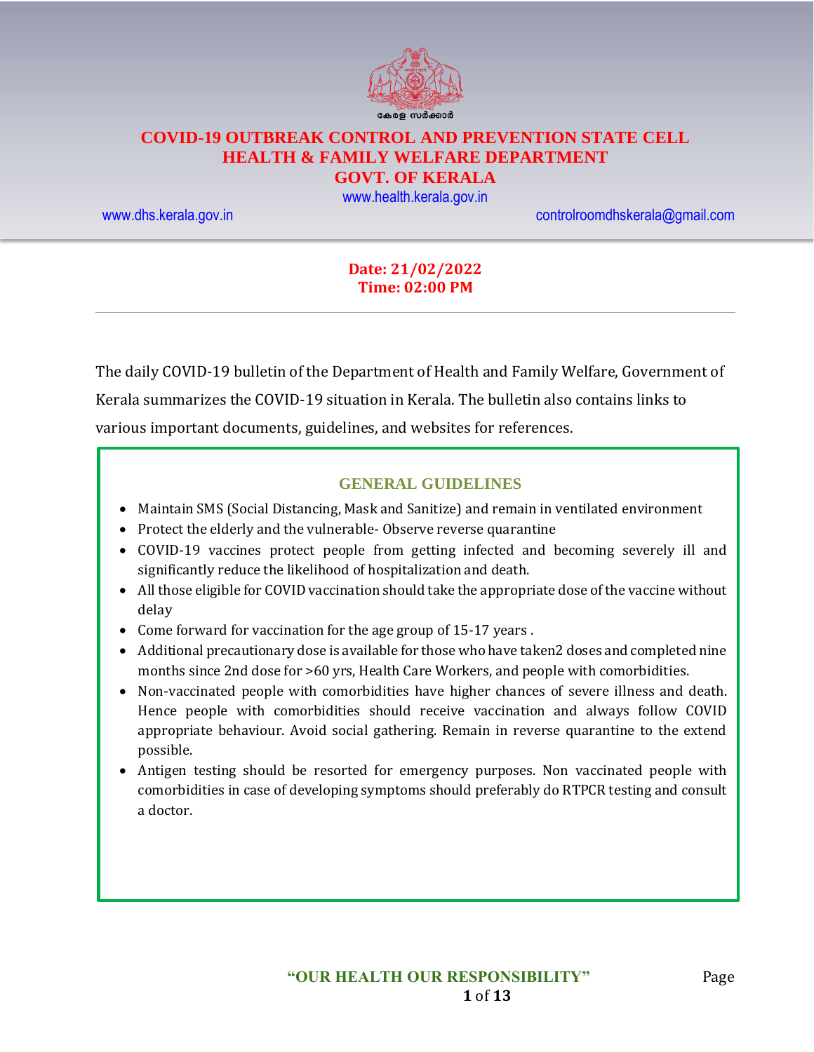കേരള സർക്കാർ

# COVID-19 OUTBREAK CONTROL AND PREVENTION STATE CELL
# HEALTH & FAMILY WELFARE DEPARTMENT
# GOVT. OF KERALA

www.health.kerala.gov.in

www.dhs.kerala.gov.in controlroomdhskerala@gmail.com

**Date: 21/02/2022**
**Time: 02:00 PM**

---

The daily COVID-19 bulletin of the Department of Health and Family Welfare, Government of Kerala summarizes the COVID-19 situation in Kerala. The bulletin also contains links to various important documents, guidelines, and websites for references.

## GENERAL GUIDELINES

- Maintain SMS (Social Distancing, Mask and Sanitize) and remain in ventilated environment
- Protect the elderly and the vulnerable- Observe reverse quarantine
- COVID-19 vaccines protect people from getting infected and becoming severely ill and significantly reduce the likelihood of hospitalization and death.
- All those eligible for COVID vaccination should take the appropriate dose of the vaccine without delay
- Come forward for vaccination for the age group of 15-17 years .
- Additional precautionary dose is available for those who have taken2 doses and completed nine months since 2nd dose for >60 yrs, Health Care Workers, and people with comorbidities.
- Non-vaccinated people with comorbidities have higher chances of severe illness and death. Hence people with comorbidities should receive vaccination and always follow COVID appropriate behaviour. Avoid social gathering. Remain in reverse quarantine to the extend possible.
- Antigen testing should be resorted for emergency purposes. Non vaccinated people with comorbidities in case of developing symptoms should preferably do RTPCR testing and consult a doctor.

**"OUR HEALTH OUR RESPONSIBILITY"**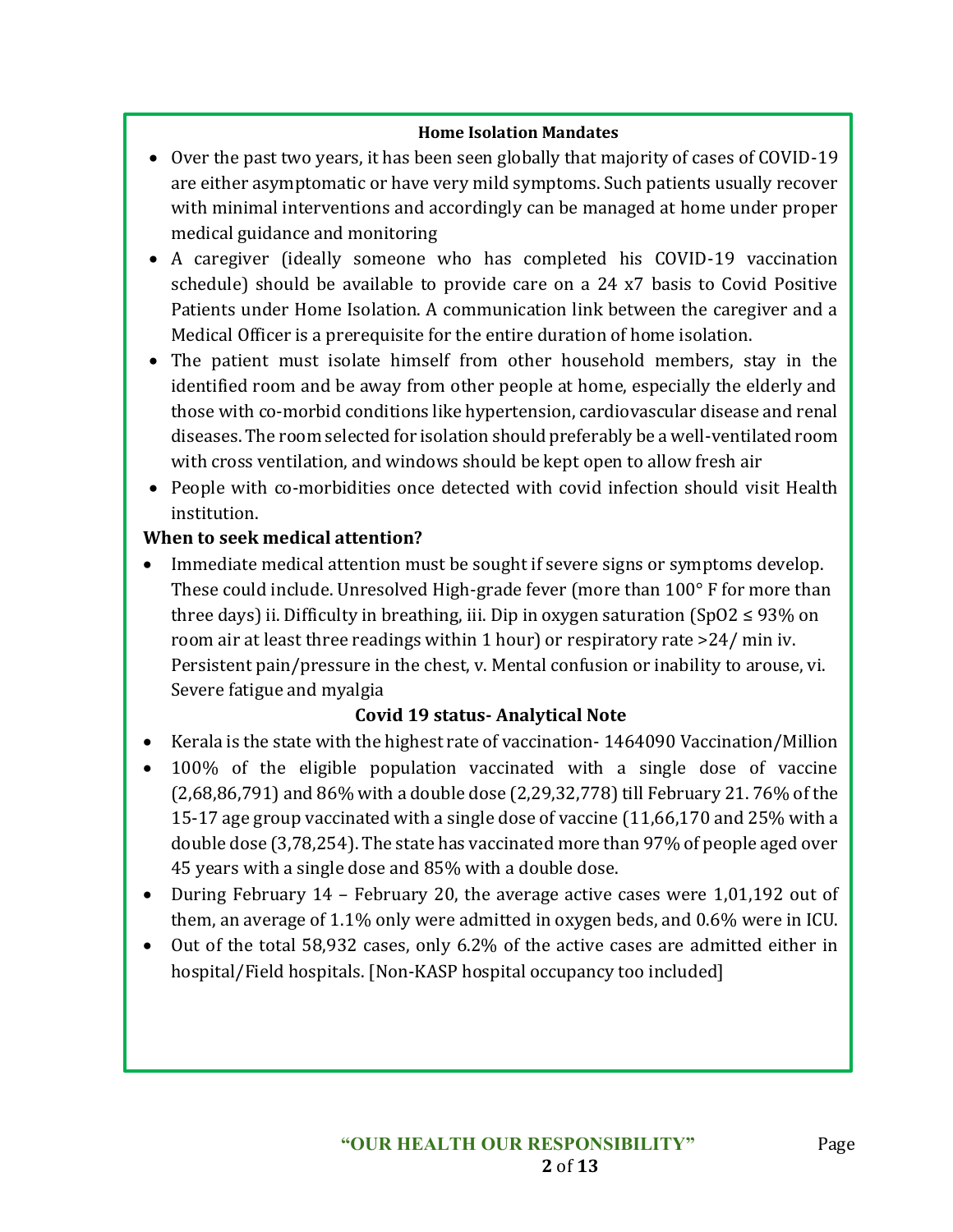## Home Isolation Mandates

- Over the past two years, it has been seen globally that majority of cases of COVID-19 are either asymptomatic or have very mild symptoms. Such patients usually recover with minimal interventions and accordingly can be managed at home under proper medical guidance and monitoring
- A caregiver (ideally someone who has completed his COVID-19 vaccination schedule) should be available to provide care on a 24 x7 basis to Covid Positive Patients under Home Isolation. A communication link between the caregiver and a Medical Officer is a prerequisite for the entire duration of home isolation.
- The patient must isolate himself from other household members, stay in the identified room and be away from other people at home, especially the elderly and those with co-morbid conditions like hypertension, cardiovascular disease and renal diseases. The room selected for isolation should preferably be a well-ventilated room with cross ventilation, and windows should be kept open to allow fresh air
- People with co-morbidities once detected with covid infection should visit Health institution.

**When to seek medical attention?**

- Immediate medical attention must be sought if severe signs or symptoms develop. These could include. Unresolved High-grade fever (more than 100° F for more than three days) ii. Difficulty in breathing, iii. Dip in oxygen saturation (SpO2 ≤ 93% on room air at least three readings within 1 hour) or respiratory rate >24/ min iv. Persistent pain/pressure in the chest, v. Mental confusion or inability to arouse, vi. Severe fatigue and myalgia

## Covid 19 status- Analytical Note

- Kerala is the state with the highest rate of vaccination- 1464090 Vaccination/Million
- 100% of the eligible population vaccinated with a single dose of vaccine (2,68,86,791) and 86% with a double dose (2,29,32,778) till February 21. 76% of the 15-17 age group vaccinated with a single dose of vaccine (11,66,170 and 25% with a double dose (3,78,254). The state has vaccinated more than 97% of people aged over 45 years with a single dose and 85% with a double dose.
- During February 14 – February 20, the average active cases were 1,01,192 out of them, an average of 1.1% only were admitted in oxygen beds, and 0.6% were in ICU.
- Out of the total 58,932 cases, only 6.2% of the active cases are admitted either in hospital/Field hospitals. [Non-KASP hospital occupancy too included]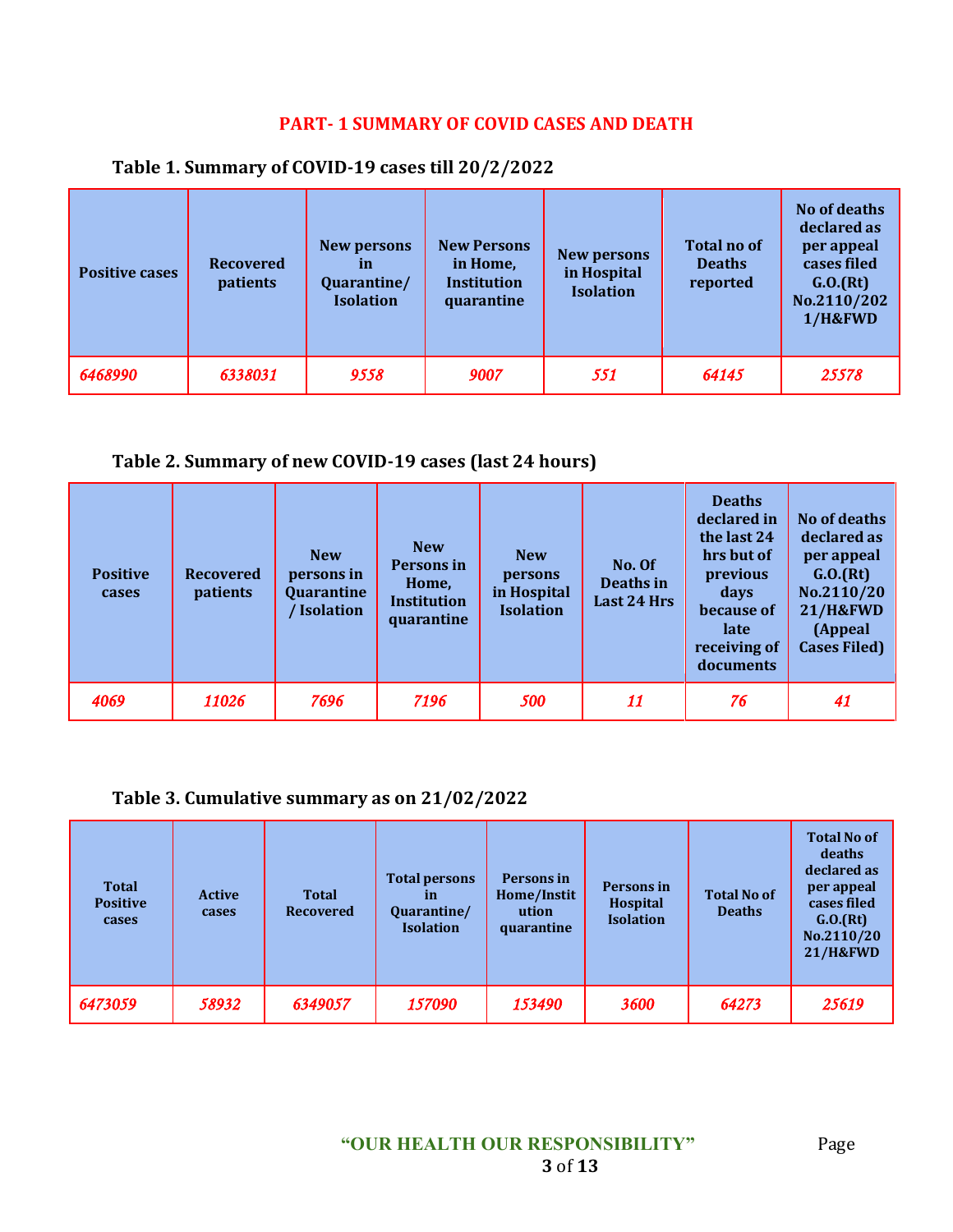## PART- 1 SUMMARY OF COVID CASES AND DEATH

### Table 1. Summary of COVID-19 cases till 20/2/2022

| Positive cases | Recovered patients | New persons in Quarantine/ Isolation | New Persons in Home, Institution quarantine | New persons in Hospital Isolation | Total no of Deaths reported | No of deaths declared as per appeal cases filed G.O.(Rt) No.2110/2021/H&FWD |
|---|---|---|---|---|---|---|
| *6468990* | *6338031* | *9558* | *9007* | *551* | *64145* | *25578* |

### Table 2. Summary of new COVID-19 cases (last 24 hours)

| Positive cases | Recovered patients | New persons in Quarantine / Isolation | New Persons in Home, Institution quarantine | New persons in Hospital Isolation | No. Of Deaths in Last 24 Hrs | Deaths declared in the last 24 hrs but of previous days because of late receiving of documents | No of deaths declared as per appeal G.O.(Rt) No.2110/2021/H&FWD (Appeal Cases Filed) |
|---|---|---|---|---|---|---|---|
| *4069* | *11026* | *7696* | *7196* | *500* | *11* | *76* | *41* |

### Table 3. Cumulative summary as on 21/02/2022

| Total Positive cases | Active cases | Total Recovered | Total persons in Quarantine/ Isolation | Persons in Home/Institution quarantine | Persons in Hospital Isolation | Total No of Deaths | Total No of deaths declared as per appeal cases filed G.O.(Rt) No.2110/2021/H&FWD |
|---|---|---|---|---|---|---|---|
| *6473059* | *58932* | *6349057* | *157090* | *153490* | *3600* | *64273* | *25619* |

**"OUR HEALTH OUR RESPONSIBILITY"**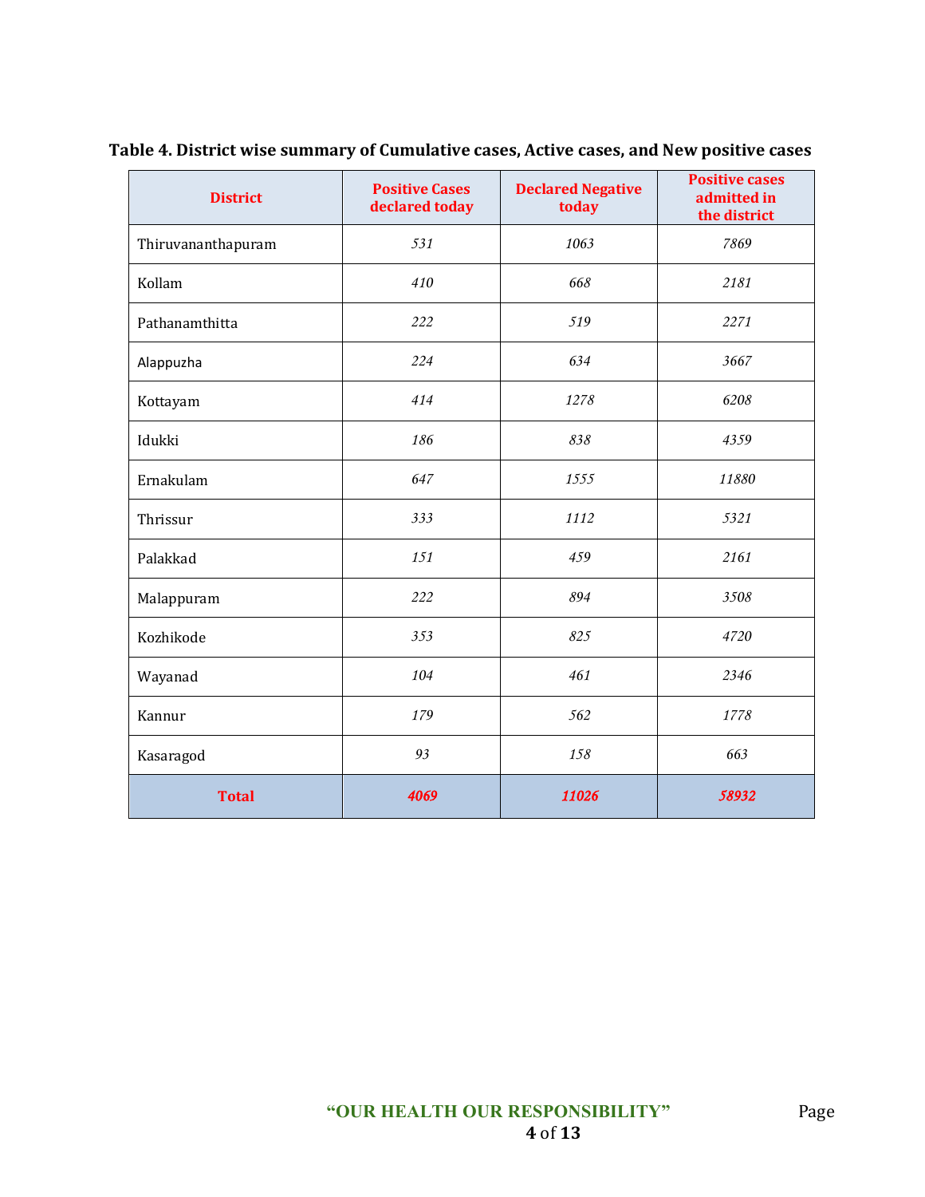**Table 4. District wise summary of Cumulative cases, Active cases, and New positive cases**

| District | Positive Cases declared today | Declared Negative today | Positive cases admitted in the district |
|---|---|---|---|
| Thiruvananthapuram | 531 | 1063 | 7869 |
| Kollam | 410 | 668 | 2181 |
| Pathanamthitta | 222 | 519 | 2271 |
| Alappuzha | 224 | 634 | 3667 |
| Kottayam | 414 | 1278 | 6208 |
| Idukki | 186 | 838 | 4359 |
| Ernakulam | 647 | 1555 | 11880 |
| Thrissur | 333 | 1112 | 5321 |
| Palakkad | 151 | 459 | 2161 |
| Malappuram | 222 | 894 | 3508 |
| Kozhikode | 353 | 825 | 4720 |
| Wayanad | 104 | 461 | 2346 |
| Kannur | 179 | 562 | 1778 |
| Kasaragod | 93 | 158 | 663 |
| **Total** | **4069** | **11026** | **58932** |

"OUR HEALTH OUR RESPONSIBILITY"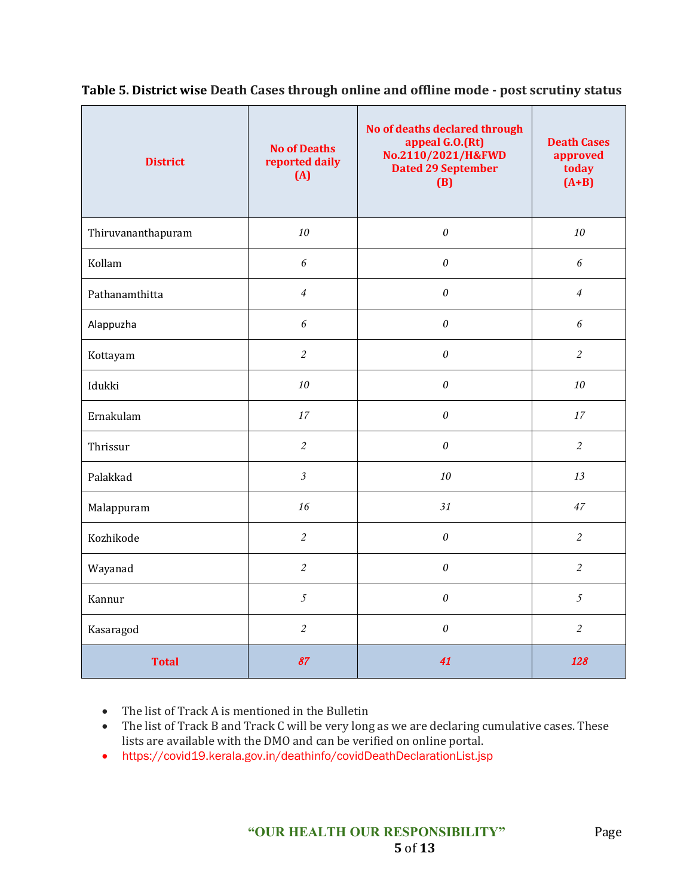**Table 5. District wise Death Cases through online and offline mode - post scrutiny status**

| District | No of Deaths reported daily (A) | No of deaths declared through appeal G.O.(Rt) No.2110/2021/H&FWD Dated 29 September (B) | Death Cases approved today (A+B) |
|---|---|---|---|
| Thiruvananthapuram | 10 | 0 | 10 |
| Kollam | 6 | 0 | 6 |
| Pathanamthitta | 4 | 0 | 4 |
| Alappuzha | 6 | 0 | 6 |
| Kottayam | 2 | 0 | 2 |
| Idukki | 10 | 0 | 10 |
| Ernakulam | 17 | 0 | 17 |
| Thrissur | 2 | 0 | 2 |
| Palakkad | 3 | 10 | 13 |
| Malappuram | 16 | 31 | 47 |
| Kozhikode | 2 | 0 | 2 |
| Wayanad | 2 | 0 | 2 |
| Kannur | 5 | 0 | 5 |
| Kasaragod | 2 | 0 | 2 |
| **Total** | **87** | **41** | **128** |

- The list of Track A is mentioned in the Bulletin
- The list of Track B and Track C will be very long as we are declaring cumulative cases. These lists are available with the DMO and can be verified on online portal.
- https://covid19.kerala.gov.in/deathinfo/covidDeathDeclarationList.jsp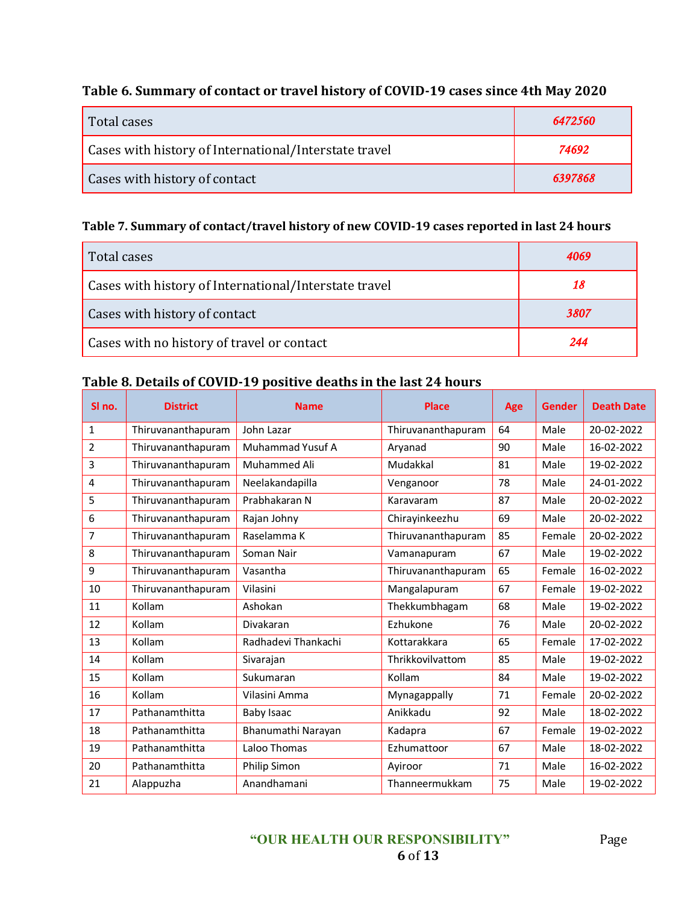**Table 6. Summary of contact or travel history of COVID-19 cases since 4th May 2020**

| | |
|---|---|
| Total cases | *6472560* |
| Cases with history of International/Interstate travel | *74692* |
| Cases with history of contact | *6397868* |

**Table 7. Summary of contact/travel history of new COVID-19 cases reported in last 24 hours**

| | |
|---|---|
| Total cases | *4069* |
| Cases with history of International/Interstate travel | *18* |
| Cases with history of contact | *3807* |
| Cases with no history of travel or contact | *244* |

**Table 8. Details of COVID-19 positive deaths in the last 24 hours**

| Sl no. | District | Name | Place | Age | Gender | Death Date |
|---|---|---|---|---|---|---|
| 1 | Thiruvananthapuram | John Lazar | Thiruvananthapuram | 64 | Male | 20-02-2022 |
| 2 | Thiruvananthapuram | Muhammad Yusuf A | Aryanad | 90 | Male | 16-02-2022 |
| 3 | Thiruvananthapuram | Muhammed Ali | Mudakkal | 81 | Male | 19-02-2022 |
| 4 | Thiruvananthapuram | Neelakandapilla | Venganoor | 78 | Male | 24-01-2022 |
| 5 | Thiruvananthapuram | Prabhakaran N | Karavaram | 87 | Male | 20-02-2022 |
| 6 | Thiruvananthapuram | Rajan Johny | Chirayinkeezhu | 69 | Male | 20-02-2022 |
| 7 | Thiruvananthapuram | Raselamma K | Thiruvananthapuram | 85 | Female | 20-02-2022 |
| 8 | Thiruvananthapuram | Soman Nair | Vamanapuram | 67 | Male | 19-02-2022 |
| 9 | Thiruvananthapuram | Vasantha | Thiruvananthapuram | 65 | Female | 16-02-2022 |
| 10 | Thiruvananthapuram | Vilasini | Mangalapuram | 67 | Female | 19-02-2022 |
| 11 | Kollam | Ashokan | Thekkumbhagam | 68 | Male | 19-02-2022 |
| 12 | Kollam | Divakaran | Ezhukone | 76 | Male | 20-02-2022 |
| 13 | Kollam | Radhadevi Thankachi | Kottarakkara | 65 | Female | 17-02-2022 |
| 14 | Kollam | Sivarajan | Thrikkovilvattom | 85 | Male | 19-02-2022 |
| 15 | Kollam | Sukumaran | Kollam | 84 | Male | 19-02-2022 |
| 16 | Kollam | Vilasini Amma | Mynagappally | 71 | Female | 20-02-2022 |
| 17 | Pathanamthitta | Baby Isaac | Anikkadu | 92 | Male | 18-02-2022 |
| 18 | Pathanamthitta | Bhanumathi Narayan | Kadapra | 67 | Female | 19-02-2022 |
| 19 | Pathanamthitta | Laloo Thomas | Ezhumattoor | 67 | Male | 18-02-2022 |
| 20 | Pathanamthitta | Philip Simon | Ayiroor | 71 | Male | 16-02-2022 |
| 21 | Alappuzha | Anandhamani | Thanneermukkam | 75 | Male | 19-02-2022 |

"OUR HEALTH OUR RESPONSIBILITY"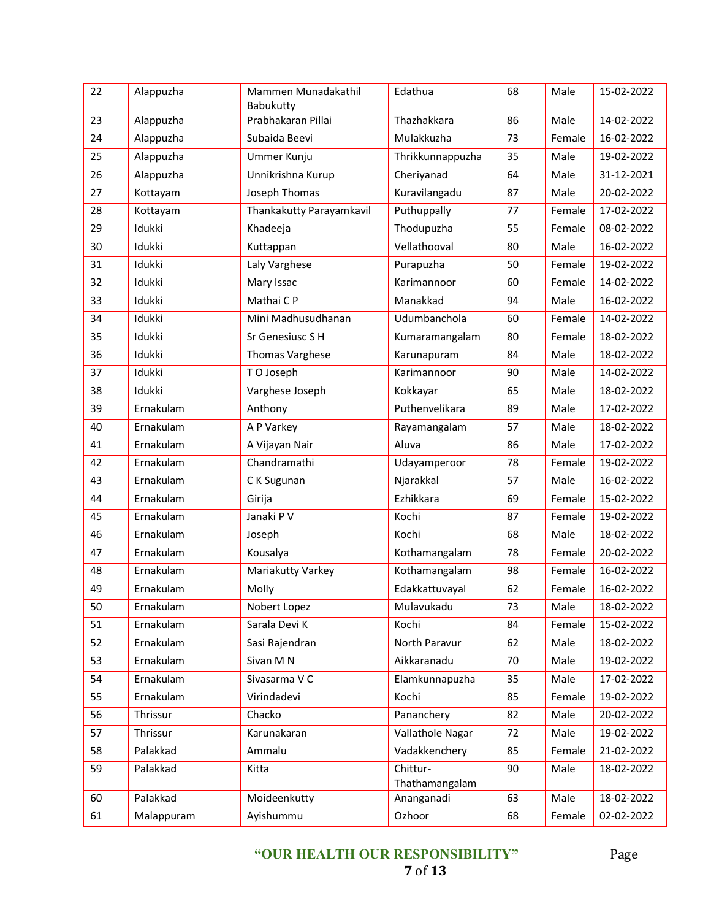| 22 | Alappuzha | Mammen Munadakathil Babukutty | Edathua | 68 | Male | 15-02-2022 |
|---|---|---|---|---|---|---|
| 23 | Alappuzha | Prabhakaran Pillai | Thazhakkara | 86 | Male | 14-02-2022 |
| 24 | Alappuzha | Subaida Beevi | Mulakkuzha | 73 | Female | 16-02-2022 |
| 25 | Alappuzha | Ummer Kunju | Thrikkunnappuzha | 35 | Male | 19-02-2022 |
| 26 | Alappuzha | Unnikrishna Kurup | Cheriyanad | 64 | Male | 31-12-2021 |
| 27 | Kottayam | Joseph Thomas | Kuravilangadu | 87 | Male | 20-02-2022 |
| 28 | Kottayam | Thankakutty Parayamkavil | Puthuppally | 77 | Female | 17-02-2022 |
| 29 | Idukki | Khadeeja | Thodupuzha | 55 | Female | 08-02-2022 |
| 30 | Idukki | Kuttappan | Vellathooval | 80 | Male | 16-02-2022 |
| 31 | Idukki | Laly Varghese | Purapuzha | 50 | Female | 19-02-2022 |
| 32 | Idukki | Mary Issac | Karimannoor | 60 | Female | 14-02-2022 |
| 33 | Idukki | Mathai C P | Manakkad | 94 | Male | 16-02-2022 |
| 34 | Idukki | Mini Madhusudhanan | Udumbanchola | 60 | Female | 14-02-2022 |
| 35 | Idukki | Sr Genesiusc S H | Kumaramangalam | 80 | Female | 18-02-2022 |
| 36 | Idukki | Thomas Varghese | Karunapuram | 84 | Male | 18-02-2022 |
| 37 | Idukki | T O Joseph | Karimannoor | 90 | Male | 14-02-2022 |
| 38 | Idukki | Varghese Joseph | Kokkayar | 65 | Male | 18-02-2022 |
| 39 | Ernakulam | Anthony | Puthenvelikara | 89 | Male | 17-02-2022 |
| 40 | Ernakulam | A P Varkey | Rayamangalam | 57 | Male | 18-02-2022 |
| 41 | Ernakulam | A Vijayan Nair | Aluva | 86 | Male | 17-02-2022 |
| 42 | Ernakulam | Chandramathi | Udayamperoor | 78 | Female | 19-02-2022 |
| 43 | Ernakulam | C K Sugunan | Njarakkal | 57 | Male | 16-02-2022 |
| 44 | Ernakulam | Girija | Ezhikkara | 69 | Female | 15-02-2022 |
| 45 | Ernakulam | Janaki P V | Kochi | 87 | Female | 19-02-2022 |
| 46 | Ernakulam | Joseph | Kochi | 68 | Male | 18-02-2022 |
| 47 | Ernakulam | Kousalya | Kothamangalam | 78 | Female | 20-02-2022 |
| 48 | Ernakulam | Mariakutty Varkey | Kothamangalam | 98 | Female | 16-02-2022 |
| 49 | Ernakulam | Molly | Edakkattuvayal | 62 | Female | 16-02-2022 |
| 50 | Ernakulam | Nobert Lopez | Mulavukadu | 73 | Male | 18-02-2022 |
| 51 | Ernakulam | Sarala Devi K | Kochi | 84 | Female | 15-02-2022 |
| 52 | Ernakulam | Sasi Rajendran | North Paravur | 62 | Male | 18-02-2022 |
| 53 | Ernakulam | Sivan M N | Aikkaranadu | 70 | Male | 19-02-2022 |
| 54 | Ernakulam | Sivasarma V C | Elamkunnapuzha | 35 | Male | 17-02-2022 |
| 55 | Ernakulam | Virindadevi | Kochi | 85 | Female | 19-02-2022 |
| 56 | Thrissur | Chacko | Pananchery | 82 | Male | 20-02-2022 |
| 57 | Thrissur | Karunakaran | Vallathole Nagar | 72 | Male | 19-02-2022 |
| 58 | Palakkad | Ammalu | Vadakkenchery | 85 | Female | 21-02-2022 |
| 59 | Palakkad | Kitta | Chittur-Thathamangalam | 90 | Male | 18-02-2022 |
| 60 | Palakkad | Moideenkutty | Ananganadi | 63 | Male | 18-02-2022 |
| 61 | Malappuram | Ayishummu | Ozhoor | 68 | Female | 02-02-2022 |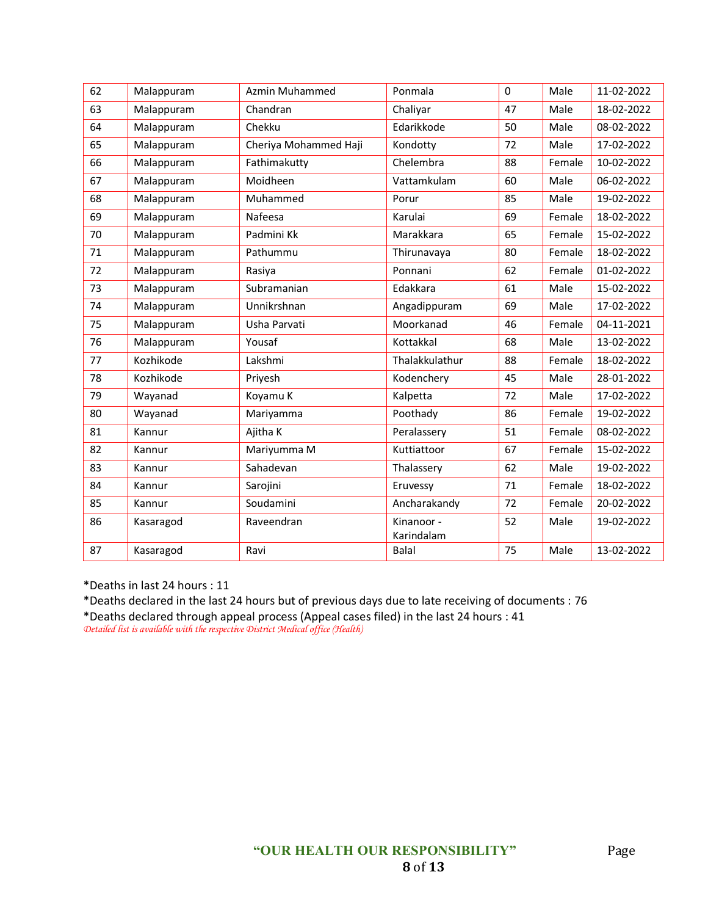| 62 | Malappuram | Azmin Muhammed | Ponmala | 0 | Male | 11-02-2022 |
|---|---|---|---|---|---|---|
| 63 | Malappuram | Chandran | Chaliyar | 47 | Male | 18-02-2022 |
| 64 | Malappuram | Chekku | Edarikkode | 50 | Male | 08-02-2022 |
| 65 | Malappuram | Cheriya Mohammed Haji | Kondotty | 72 | Male | 17-02-2022 |
| 66 | Malappuram | Fathimakutty | Chelembra | 88 | Female | 10-02-2022 |
| 67 | Malappuram | Moidheen | Vattamkulam | 60 | Male | 06-02-2022 |
| 68 | Malappuram | Muhammed | Porur | 85 | Male | 19-02-2022 |
| 69 | Malappuram | Nafeesa | Karulai | 69 | Female | 18-02-2022 |
| 70 | Malappuram | Padmini Kk | Marakkara | 65 | Female | 15-02-2022 |
| 71 | Malappuram | Pathummu | Thirunavaya | 80 | Female | 18-02-2022 |
| 72 | Malappuram | Rasiya | Ponnani | 62 | Female | 01-02-2022 |
| 73 | Malappuram | Subramanian | Edakkara | 61 | Male | 15-02-2022 |
| 74 | Malappuram | Unnikrshnan | Angadippuram | 69 | Male | 17-02-2022 |
| 75 | Malappuram | Usha Parvati | Moorkanad | 46 | Female | 04-11-2021 |
| 76 | Malappuram | Yousaf | Kottakkal | 68 | Male | 13-02-2022 |
| 77 | Kozhikode | Lakshmi | Thalakkulathur | 88 | Female | 18-02-2022 |
| 78 | Kozhikode | Priyesh | Kodenchery | 45 | Male | 28-01-2022 |
| 79 | Wayanad | Koyamu K | Kalpetta | 72 | Male | 17-02-2022 |
| 80 | Wayanad | Mariyamma | Poothady | 86 | Female | 19-02-2022 |
| 81 | Kannur | Ajitha K | Peralassery | 51 | Female | 08-02-2022 |
| 82 | Kannur | Mariyumma M | Kuttiattoor | 67 | Female | 15-02-2022 |
| 83 | Kannur | Sahadevan | Thalassery | 62 | Male | 19-02-2022 |
| 84 | Kannur | Sarojini | Eruvessy | 71 | Female | 18-02-2022 |
| 85 | Kannur | Soudamini | Ancharakandy | 72 | Female | 20-02-2022 |
| 86 | Kasaragod | Raveendran | Kinanoor - Karindalam | 52 | Male | 19-02-2022 |
| 87 | Kasaragod | Ravi | Balal | 75 | Male | 13-02-2022 |

*Deaths in last 24 hours : 11

*Deaths declared in the last 24 hours but of previous days due to late receiving of documents : 76

*Deaths declared through appeal process (Appeal cases filed) in the last 24 hours : 41

*Detailed list is available with the respective District Medical office (Health)*

**"OUR HEALTH OUR RESPONSIBILITY"**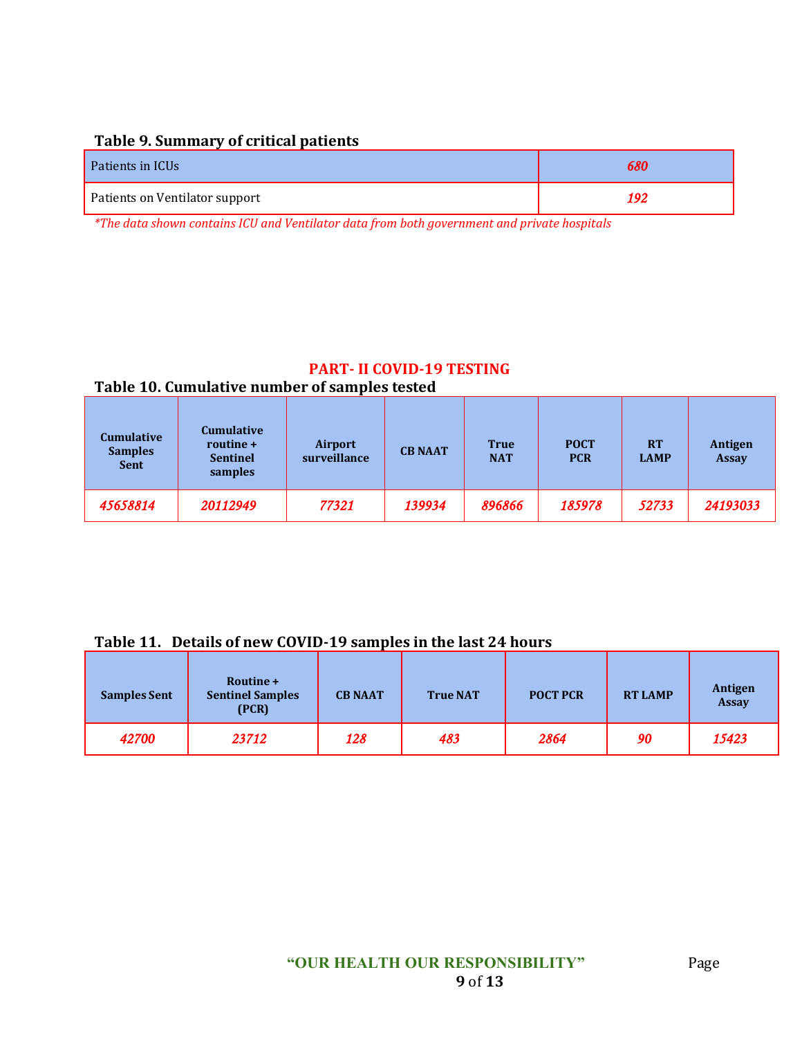### Table 9. Summary of critical patients

| | |
|---|---|
| Patients in ICUs | *680* |
| Patients on Ventilator support | *192* |

*\*The data shown contains ICU and Ventilator data from both government and private hospitals*

## PART- II COVID-19 TESTING

### Table 10. Cumulative number of samples tested

| Cumulative Samples Sent | Cumulative routine + Sentinel samples | Airport surveillance | CB NAAT | True NAT | POCT PCR | RT LAMP | Antigen Assay |
|---|---|---|---|---|---|---|---|
| *45658814* | *20112949* | *77321* | *139934* | *896866* | *185978* | *52733* | *24193033* |

### Table 11. Details of new COVID-19 samples in the last 24 hours

| Samples Sent | Routine + Sentinel Samples (PCR) | CB NAAT | True NAT | POCT PCR | RT LAMP | Antigen Assay |
|---|---|---|---|---|---|---|
| *42700* | *23712* | *128* | *483* | *2864* | *90* | *15423* |

**"OUR HEALTH OUR RESPONSIBILITY"**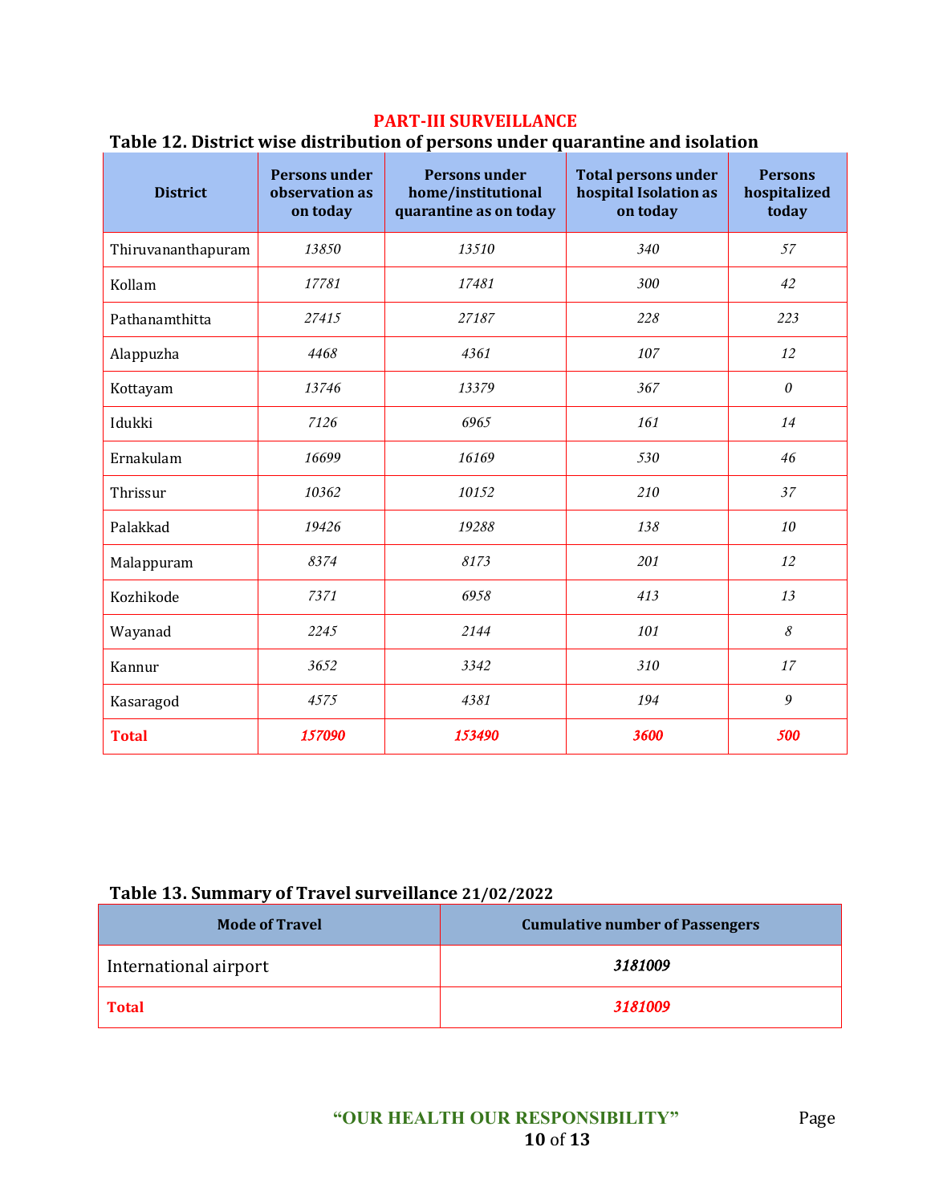## PART-III SURVEILLANCE

### Table 12. District wise distribution of persons under quarantine and isolation

| District | Persons under observation as on today | Persons under home/institutional quarantine as on today | Total persons under hospital Isolation as on today | Persons hospitalized today |
|---|---|---|---|---|
| Thiruvananthapuram | 13850 | 13510 | 340 | 57 |
| Kollam | 17781 | 17481 | 300 | 42 |
| Pathanamthitta | 27415 | 27187 | 228 | 223 |
| Alappuzha | 4468 | 4361 | 107 | 12 |
| Kottayam | 13746 | 13379 | 367 | 0 |
| Idukki | 7126 | 6965 | 161 | 14 |
| Ernakulam | 16699 | 16169 | 530 | 46 |
| Thrissur | 10362 | 10152 | 210 | 37 |
| Palakkad | 19426 | 19288 | 138 | 10 |
| Malappuram | 8374 | 8173 | 201 | 12 |
| Kozhikode | 7371 | 6958 | 413 | 13 |
| Wayanad | 2245 | 2144 | 101 | 8 |
| Kannur | 3652 | 3342 | 310 | 17 |
| Kasaragod | 4575 | 4381 | 194 | 9 |
| **Total** | **157090** | **153490** | **3600** | **500** |

### Table 13. Summary of Travel surveillance 21/02/2022

| Mode of Travel | Cumulative number of Passengers |
|---|---|
| International airport | 3181009 |
| **Total** | **3181009** |

"OUR HEALTH OUR RESPONSIBILITY"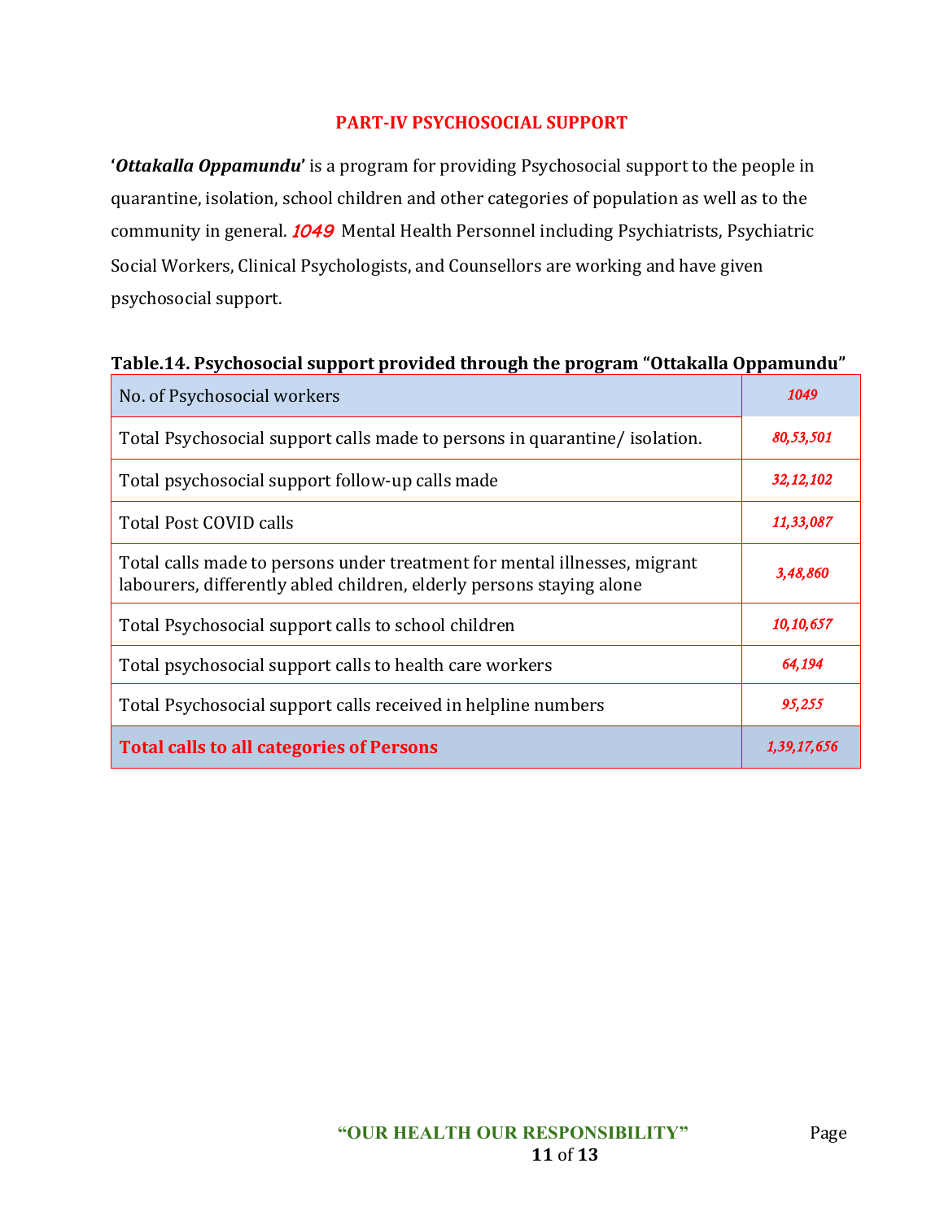## PART-IV PSYCHOSOCIAL SUPPORT

'***Ottakalla Oppamundu***' is a program for providing Psychosocial support to the people in quarantine, isolation, school children and other categories of population as well as to the community in general. *1049* Mental Health Personnel including Psychiatrists, Psychiatric Social Workers, Clinical Psychologists, and Counsellors are working and have given psychosocial support.

**Table.14. Psychosocial support provided through the program "Ottakalla Oppamundu"**

| No. of Psychosocial workers | *1049* |
|---|---|
| Total Psychosocial support calls made to persons in quarantine/ isolation. | *80,53,501* |
| Total psychosocial support follow-up calls made | *32,12,102* |
| Total Post COVID calls | *11,33,087* |
| Total calls made to persons under treatment for mental illnesses, migrant labourers, differently abled children, elderly persons staying alone | *3,48,860* |
| Total Psychosocial support calls to school children | *10,10,657* |
| Total psychosocial support calls to health care workers | *64,194* |
| Total Psychosocial support calls received in helpline numbers | *95,255* |
| **Total calls to all categories of Persons** | *1,39,17,656* |

"OUR HEALTH OUR RESPONSIBILITY"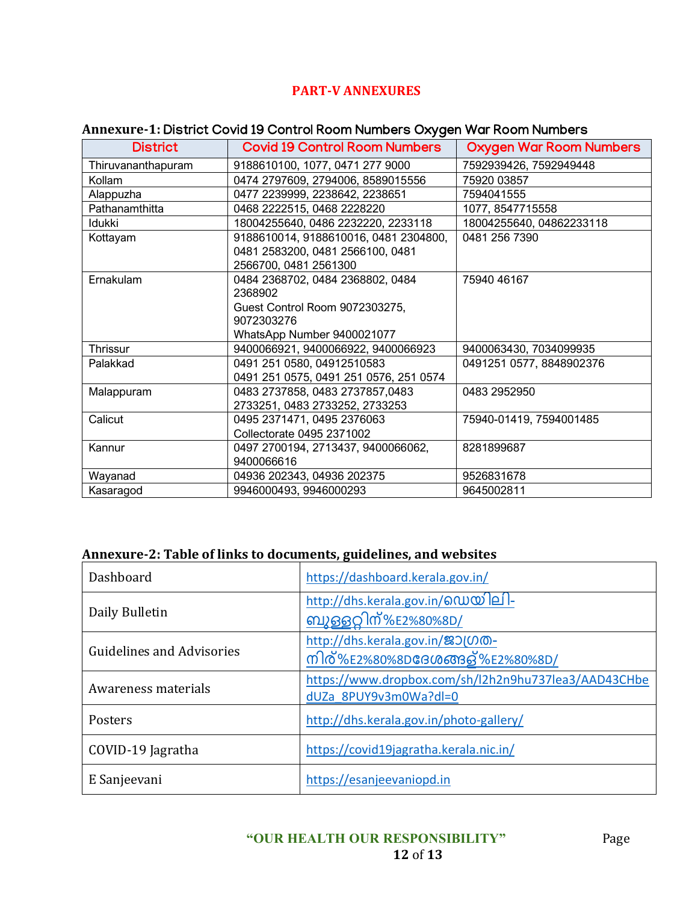# PART-V ANNEXURES

## Annexure-1: District Covid 19 Control Room Numbers Oxygen War Room Numbers

| District | Covid 19 Control Room Numbers | Oxygen War Room Numbers |
|---|---|---|
| Thiruvananthapuram | 9188610100, 1077, 0471 277 9000 | 7592939426, 7592949448 |
| Kollam | 0474 2797609, 2794006, 8589015556 | 75920 03857 |
| Alappuzha | 0477 2239999, 2238642, 2238651 | 7594041555 |
| Pathanamthitta | 0468 2222515, 0468 2228220 | 1077, 8547715558 |
| Idukki | 18004255640, 0486 2232220, 2233118 | 18004255640, 04862233118 |
| Kottayam | 9188610014, 9188610016, 0481 2304800, 0481 2583200, 0481 2566100, 0481 2566700, 0481 2561300 | 0481 256 7390 |
| Ernakulam | 0484 2368702, 0484 2368802, 0484 2368902<br>Guest Control Room 9072303275, 9072303276<br>WhatsApp Number 9400021077 | 75940 46167 |
| Thrissur | 9400066921, 9400066922, 9400066923 | 9400063430, 7034099935 |
| Palakkad | 0491 251 0580, 04912510583<br>0491 251 0575, 0491 251 0576, 251 0574 | 0491251 0577, 8848902376 |
| Malappuram | 0483 2737858, 0483 2737857,0483 2733251, 0483 2733252, 2733253 | 0483 2952950 |
| Calicut | 0495 2371471, 0495 2376063<br>Collectorate 0495 2371002 | 75940-01419, 7594001485 |
| Kannur | 0497 2700194, 2713437, 9400066062, 9400066616 | 8281899687 |
| Wayanad | 04936 202343, 04936 202375 | 9526831678 |
| Kasaragod | 9946000493, 9946000293 | 9645002811 |

## Annexure-2: Table of links to documents, guidelines, and websites

| | |
|---|---|
| Dashboard | https://dashboard.kerala.gov.in/ |
| Daily Bulletin | http://dhs.kerala.gov.in/ഡെയിലി-ബുള്ളറ്റിന്%E2%80%8D/ |
| Guidelines and Advisories | http://dhs.kerala.gov.in/ജാഗ്രത-നിര്%E2%80%8Dദേശങ്ങള്%E2%80%8D/ |
| Awareness materials | https://www.dropbox.com/sh/l2h2n9hu737lea3/AAD43CHbedUZa_8PUY9v3m0Wa?dl=0 |
| Posters | http://dhs.kerala.gov.in/photo-gallery/ |
| COVID-19 Jagratha | https://covid19jagratha.kerala.nic.in/ |
| E Sanjeevani | https://esanjeevaniopd.in |

"OUR HEALTH OUR RESPONSIBILITY"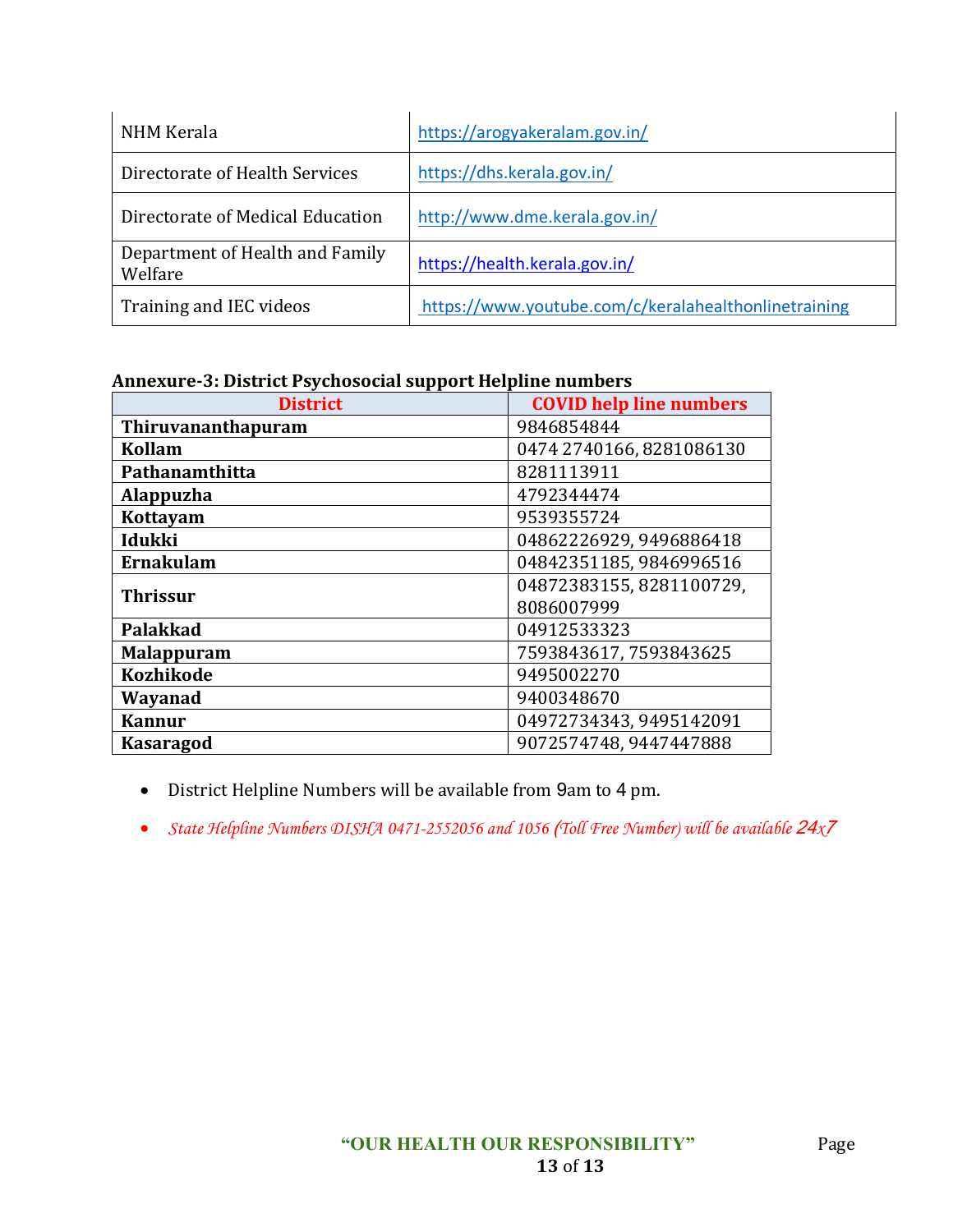| | |
|---|---|
| NHM Kerala | https://arogyakeralam.gov.in/ |
| Directorate of Health Services | https://dhs.kerala.gov.in/ |
| Directorate of Medical Education | http://www.dme.kerala.gov.in/ |
| Department of Health and Family Welfare | https://health.kerala.gov.in/ |
| Training and IEC videos | https://www.youtube.com/c/keralahealthonlinetraining |

**Annexure-3: District Psychosocial support Helpline numbers**

| District | COVID help line numbers |
|---|---|
| **Thiruvananthapuram** | 9846854844 |
| **Kollam** | 0474 2740166, 8281086130 |
| **Pathanamthitta** | 8281113911 |
| **Alappuzha** | 4792344474 |
| **Kottayam** | 9539355724 |
| **Idukki** | 04862226929, 9496886418 |
| **Ernakulam** | 04842351185, 9846996516 |
| **Thrissur** | 04872383155, 8281100729, 8086007999 |
| **Palakkad** | 04912533323 |
| **Malappuram** | 7593843617, 7593843625 |
| **Kozhikode** | 9495002270 |
| **Wayanad** | 9400348670 |
| **Kannur** | 04972734343, 9495142091 |
| **Kasaragod** | 9072574748, 9447447888 |

- District Helpline Numbers will be available from 9am to 4 pm.
- *State Helpline Numbers DISHA 0471-2552056 and 1056 (Toll Free Number) will be available 24x7*

**"OUR HEALTH OUR RESPONSIBILITY"**